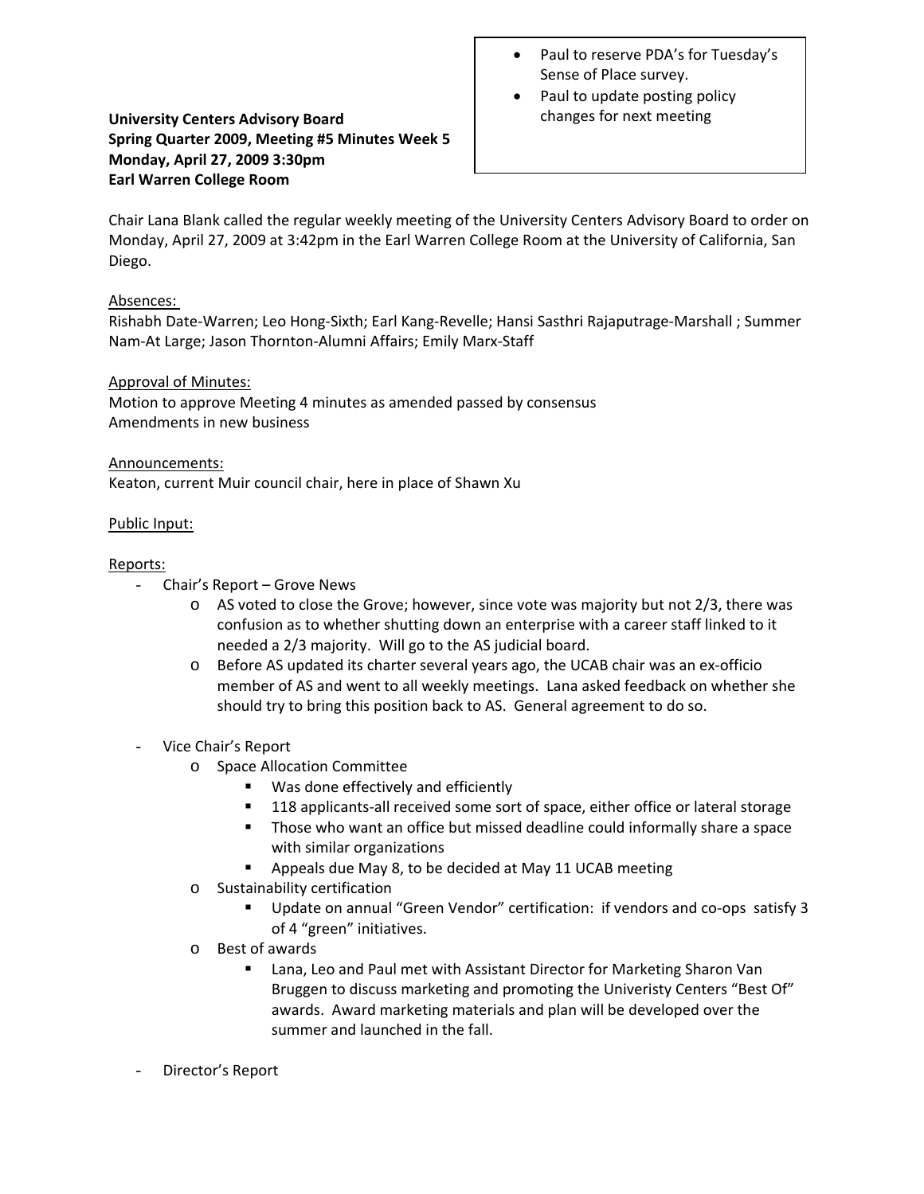- Paul to reserve PDA's for Tuesday's Sense of Place survey.
- Paul to update posting policy changes for next meeting

**University Centers Advisory Board**
**Spring Quarter 2009, Meeting #5 Minutes Week 5**
**Monday, April 27, 2009 3:30pm**
**Earl Warren College Room**

Chair Lana Blank called the regular weekly meeting of the University Centers Advisory Board to order on Monday, April 27, 2009 at 3:42pm in the Earl Warren College Room at the University of California, San Diego.

Absences:
Rishabh Date-Warren; Leo Hong-Sixth; Earl Kang-Revelle; Hansi Sasthri Rajaputrage-Marshall ; Summer Nam-At Large; Jason Thornton-Alumni Affairs; Emily Marx-Staff

Approval of Minutes:
Motion to approve Meeting 4 minutes as amended passed by consensus
Amendments in new business

Announcements:
Keaton, current Muir council chair, here in place of Shawn Xu

Public Input:

Reports:

- Chair's Report – Grove News
  - AS voted to close the Grove; however, since vote was majority but not 2/3, there was confusion as to whether shutting down an enterprise with a career staff linked to it needed a 2/3 majority. Will go to the AS judicial board.
  - Before AS updated its charter several years ago, the UCAB chair was an ex-officio member of AS and went to all weekly meetings. Lana asked feedback on whether she should try to bring this position back to AS. General agreement to do so.
- Vice Chair's Report
  - Space Allocation Committee
    - Was done effectively and efficiently
    - 118 applicants-all received some sort of space, either office or lateral storage
    - Those who want an office but missed deadline could informally share a space with similar organizations
    - Appeals due May 8, to be decided at May 11 UCAB meeting
  - Sustainability certification
    - Update on annual "Green Vendor" certification: if vendors and co-ops satisfy 3 of 4 "green" initiatives.
  - Best of awards
    - Lana, Leo and Paul met with Assistant Director for Marketing Sharon Van Bruggen to discuss marketing and promoting the Univeristy Centers "Best Of" awards. Award marketing materials and plan will be developed over the summer and launched in the fall.
- Director's Report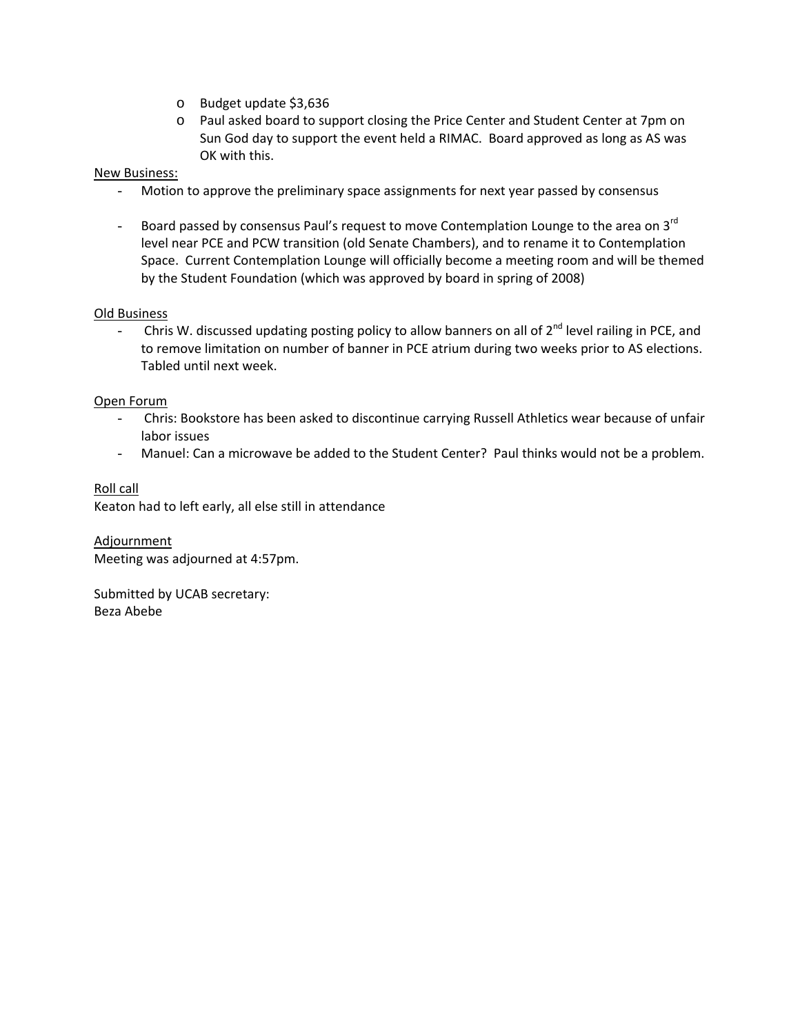- Budget update $3,636
- Paul asked board to support closing the Price Center and Student Center at 7pm on Sun God day to support the event held a RIMAC. Board approved as long as AS was OK with this.

New Business:

- Motion to approve the preliminary space assignments for next year passed by consensus

- Board passed by consensus Paul's request to move Contemplation Lounge to the area on 3rd level near PCE and PCW transition (old Senate Chambers), and to rename it to Contemplation Space. Current Contemplation Lounge will officially become a meeting room and will be themed by the Student Foundation (which was approved by board in spring of 2008)

Old Business

- Chris W. discussed updating posting policy to allow banners on all of 2nd level railing in PCE, and to remove limitation on number of banner in PCE atrium during two weeks prior to AS elections. Tabled until next week.

Open Forum

- Chris: Bookstore has been asked to discontinue carrying Russell Athletics wear because of unfair labor issues
- Manuel: Can a microwave be added to the Student Center? Paul thinks would not be a problem.

Roll call

Keaton had to left early, all else still in attendance

Adjournment

Meeting was adjourned at 4:57pm.

Submitted by UCAB secretary:
Beza Abebe